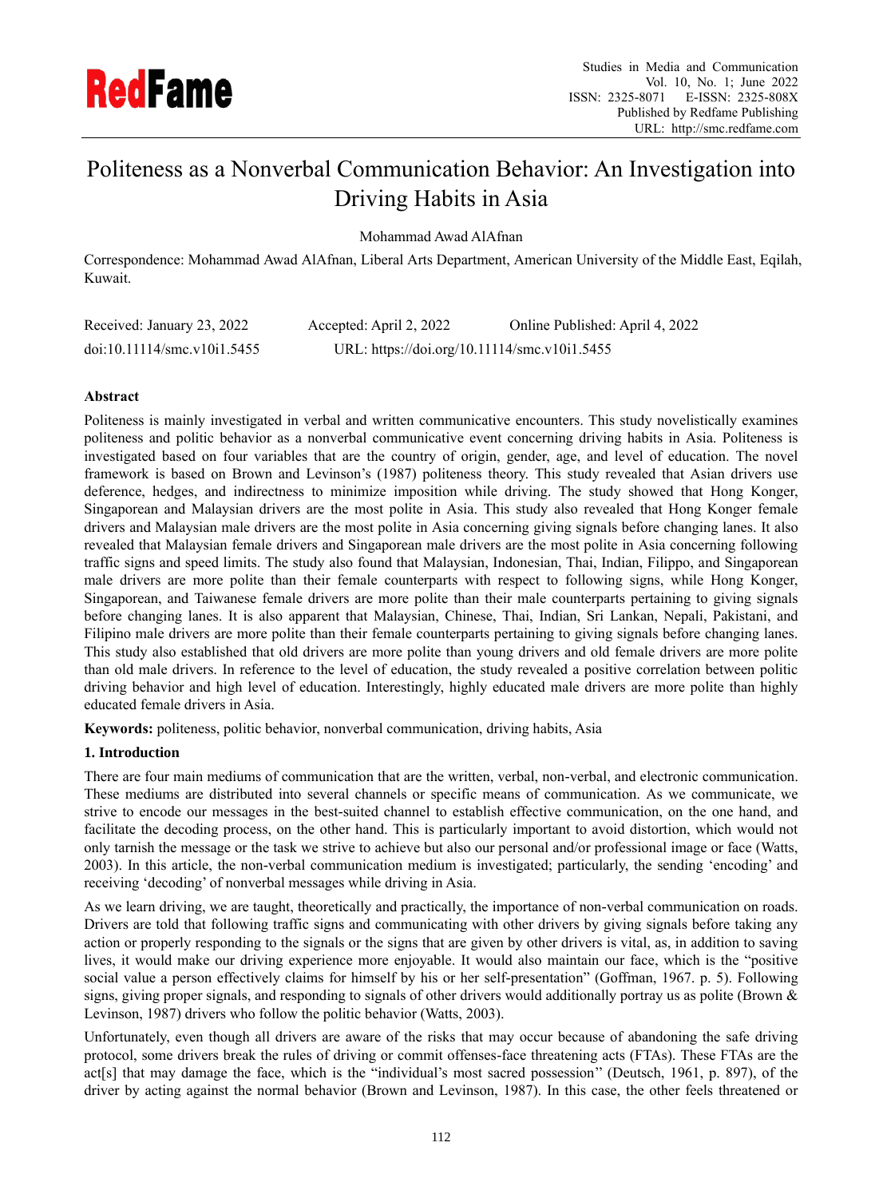# Politeness as a Nonverbal Communication Behavior: An Investigation into Driving Habits in Asia

Mohammad Awad AlAfnan

Correspondence: Mohammad Awad AlAfnan, Liberal Arts Department, American University of the Middle East, Eqilah, Kuwait.

Received: January 23, 2022 Accepted: April 2, 2022 Online Published: April 4, 2022

doi:10.11114/smc.v10i1.5455 URL: https://doi.org/10.11114/smc.v10i1.5455

## Abstract

Politeness is mainly investigated in verbal and written communicative encounters. This study novelistically examines politeness and politic behavior as a nonverbal communicative event concerning driving habits in Asia. Politeness is investigated based on four variables that are the country of origin, gender, age, and level of education. The novel framework is based on Brown and Levinson's (1987) politeness theory. This study revealed that Asian drivers use deference, hedges, and indirectness to minimize imposition while driving. The study showed that Hong Konger, Singaporean and Malaysian drivers are the most polite in Asia. This study also revealed that Hong Konger female drivers and Malaysian male drivers are the most polite in Asia concerning giving signals before changing lanes. It also revealed that Malaysian female drivers and Singaporean male drivers are the most polite in Asia concerning following traffic signs and speed limits. The study also found that Malaysian, Indonesian, Thai, Indian, Filippo, and Singaporean male drivers are more polite than their female counterparts with respect to following signs, while Hong Konger, Singaporean, and Taiwanese female drivers are more polite than their male counterparts pertaining to giving signals before changing lanes. It is also apparent that Malaysian, Chinese, Thai, Indian, Sri Lankan, Nepali, Pakistani, and Filipino male drivers are more polite than their female counterparts pertaining to giving signals before changing lanes. This study also established that old drivers are more polite than young drivers and old female drivers are more polite than old male drivers. In reference to the level of education, the study revealed a positive correlation between politic driving behavior and high level of education. Interestingly, highly educated male drivers are more polite than highly educated female drivers in Asia.

**Keywords:** politeness, politic behavior, nonverbal communication, driving habits, Asia

## 1. Introduction

There are four main mediums of communication that are the written, verbal, non-verbal, and electronic communication. These mediums are distributed into several channels or specific means of communication. As we communicate, we strive to encode our messages in the best-suited channel to establish effective communication, on the one hand, and facilitate the decoding process, on the other hand. This is particularly important to avoid distortion, which would not only tarnish the message or the task we strive to achieve but also our personal and/or professional image or face (Watts, 2003). In this article, the non-verbal communication medium is investigated; particularly, the sending 'encoding' and receiving 'decoding' of nonverbal messages while driving in Asia.

As we learn driving, we are taught, theoretically and practically, the importance of non-verbal communication on roads. Drivers are told that following traffic signs and communicating with other drivers by giving signals before taking any action or properly responding to the signals or the signs that are given by other drivers is vital, as, in addition to saving lives, it would make our driving experience more enjoyable. It would also maintain our face, which is the "positive social value a person effectively claims for himself by his or her self-presentation" (Goffman, 1967. p. 5). Following signs, giving proper signals, and responding to signals of other drivers would additionally portray us as polite (Brown & Levinson, 1987) drivers who follow the politic behavior (Watts, 2003).

Unfortunately, even though all drivers are aware of the risks that may occur because of abandoning the safe driving protocol, some drivers break the rules of driving or commit offenses-face threatening acts (FTAs). These FTAs are the act[s] that may damage the face, which is the "individual's most sacred possession" (Deutsch, 1961, p. 897), of the driver by acting against the normal behavior (Brown and Levinson, 1987). In this case, the other feels threatened or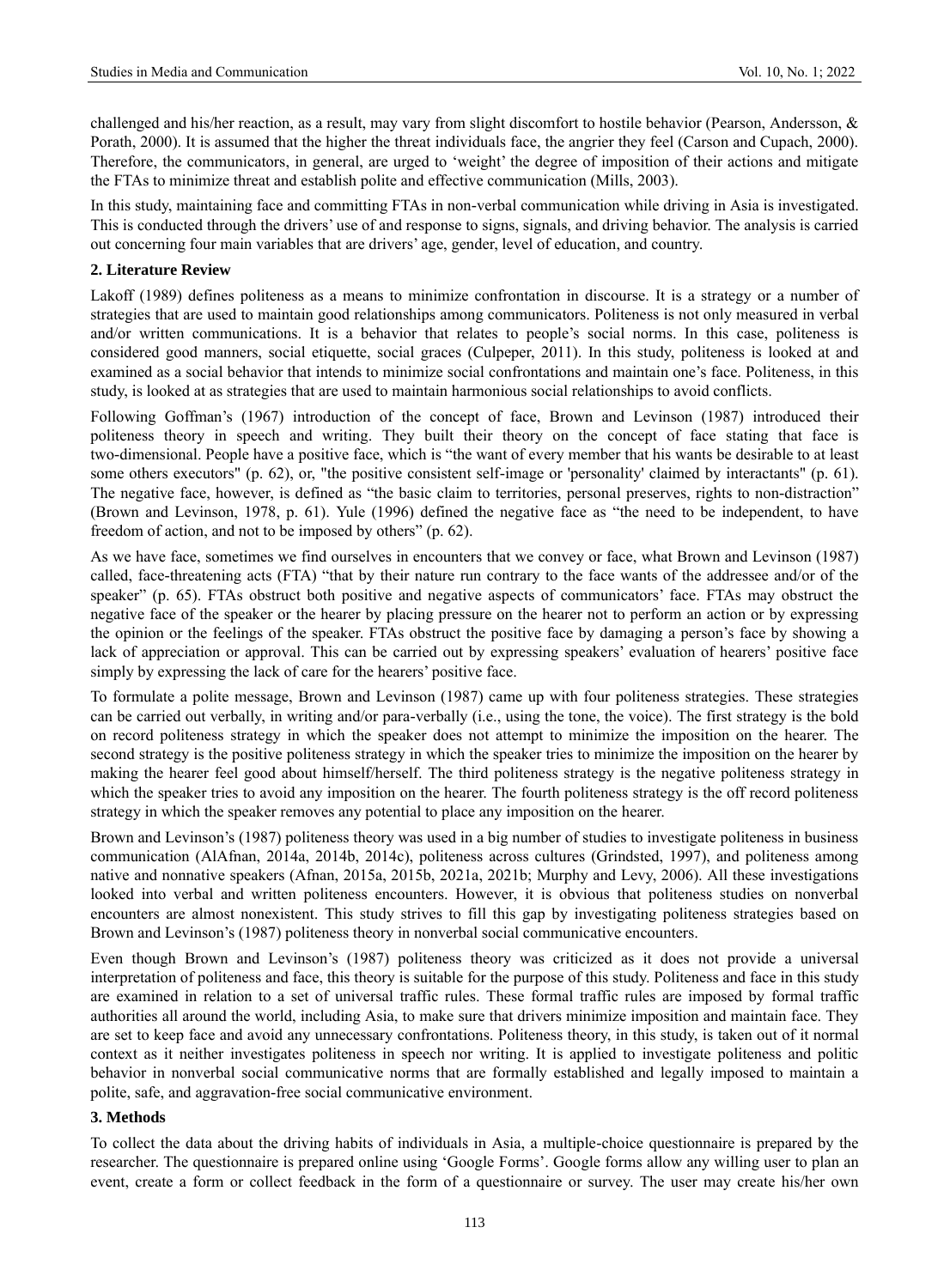challenged and his/her reaction, as a result, may vary from slight discomfort to hostile behavior (Pearson, Andersson, & Porath, 2000). It is assumed that the higher the threat individuals face, the angrier they feel (Carson and Cupach, 2000). Therefore, the communicators, in general, are urged to 'weight' the degree of imposition of their actions and mitigate the FTAs to minimize threat and establish polite and effective communication (Mills, 2003).

In this study, maintaining face and committing FTAs in non-verbal communication while driving in Asia is investigated. This is conducted through the drivers' use of and response to signs, signals, and driving behavior. The analysis is carried out concerning four main variables that are drivers' age, gender, level of education, and country.

## 2. Literature Review

Lakoff (1989) defines politeness as a means to minimize confrontation in discourse. It is a strategy or a number of strategies that are used to maintain good relationships among communicators. Politeness is not only measured in verbal and/or written communications. It is a behavior that relates to people's social norms. In this case, politeness is considered good manners, social etiquette, social graces (Culpeper, 2011). In this study, politeness is looked at and examined as a social behavior that intends to minimize social confrontations and maintain one's face. Politeness, in this study, is looked at as strategies that are used to maintain harmonious social relationships to avoid conflicts.

Following Goffman's (1967) introduction of the concept of face, Brown and Levinson (1987) introduced their politeness theory in speech and writing. They built their theory on the concept of face stating that face is two-dimensional. People have a positive face, which is "the want of every member that his wants be desirable to at least some others executors" (p. 62), or, "the positive consistent self-image or 'personality' claimed by interactants" (p. 61). The negative face, however, is defined as "the basic claim to territories, personal preserves, rights to non-distraction" (Brown and Levinson, 1978, p. 61). Yule (1996) defined the negative face as "the need to be independent, to have freedom of action, and not to be imposed by others" (p. 62).

As we have face, sometimes we find ourselves in encounters that we convey or face, what Brown and Levinson (1987) called, face-threatening acts (FTA) "that by their nature run contrary to the face wants of the addressee and/or of the speaker" (p. 65). FTAs obstruct both positive and negative aspects of communicators' face. FTAs may obstruct the negative face of the speaker or the hearer by placing pressure on the hearer not to perform an action or by expressing the opinion or the feelings of the speaker. FTAs obstruct the positive face by damaging a person's face by showing a lack of appreciation or approval. This can be carried out by expressing speakers' evaluation of hearers' positive face simply by expressing the lack of care for the hearers' positive face.

To formulate a polite message, Brown and Levinson (1987) came up with four politeness strategies. These strategies can be carried out verbally, in writing and/or para-verbally (i.e., using the tone, the voice). The first strategy is the bold on record politeness strategy in which the speaker does not attempt to minimize the imposition on the hearer. The second strategy is the positive politeness strategy in which the speaker tries to minimize the imposition on the hearer by making the hearer feel good about himself/herself. The third politeness strategy is the negative politeness strategy in which the speaker tries to avoid any imposition on the hearer. The fourth politeness strategy is the off record politeness strategy in which the speaker removes any potential to place any imposition on the hearer.

Brown and Levinson's (1987) politeness theory was used in a big number of studies to investigate politeness in business communication (AlAfnan, 2014a, 2014b, 2014c), politeness across cultures (Grindsted, 1997), and politeness among native and nonnative speakers (Afnan, 2015a, 2015b, 2021a, 2021b; Murphy and Levy, 2006). All these investigations looked into verbal and written politeness encounters. However, it is obvious that politeness studies on nonverbal encounters are almost nonexistent. This study strives to fill this gap by investigating politeness strategies based on Brown and Levinson's (1987) politeness theory in nonverbal social communicative encounters.

Even though Brown and Levinson's (1987) politeness theory was criticized as it does not provide a universal interpretation of politeness and face, this theory is suitable for the purpose of this study. Politeness and face in this study are examined in relation to a set of universal traffic rules. These formal traffic rules are imposed by formal traffic authorities all around the world, including Asia, to make sure that drivers minimize imposition and maintain face. They are set to keep face and avoid any unnecessary confrontations. Politeness theory, in this study, is taken out of it normal context as it neither investigates politeness in speech nor writing. It is applied to investigate politeness and politic behavior in nonverbal social communicative norms that are formally established and legally imposed to maintain a polite, safe, and aggravation-free social communicative environment.

## 3. Methods

To collect the data about the driving habits of individuals in Asia, a multiple-choice questionnaire is prepared by the researcher. The questionnaire is prepared online using 'Google Forms'. Google forms allow any willing user to plan an event, create a form or collect feedback in the form of a questionnaire or survey. The user may create his/her own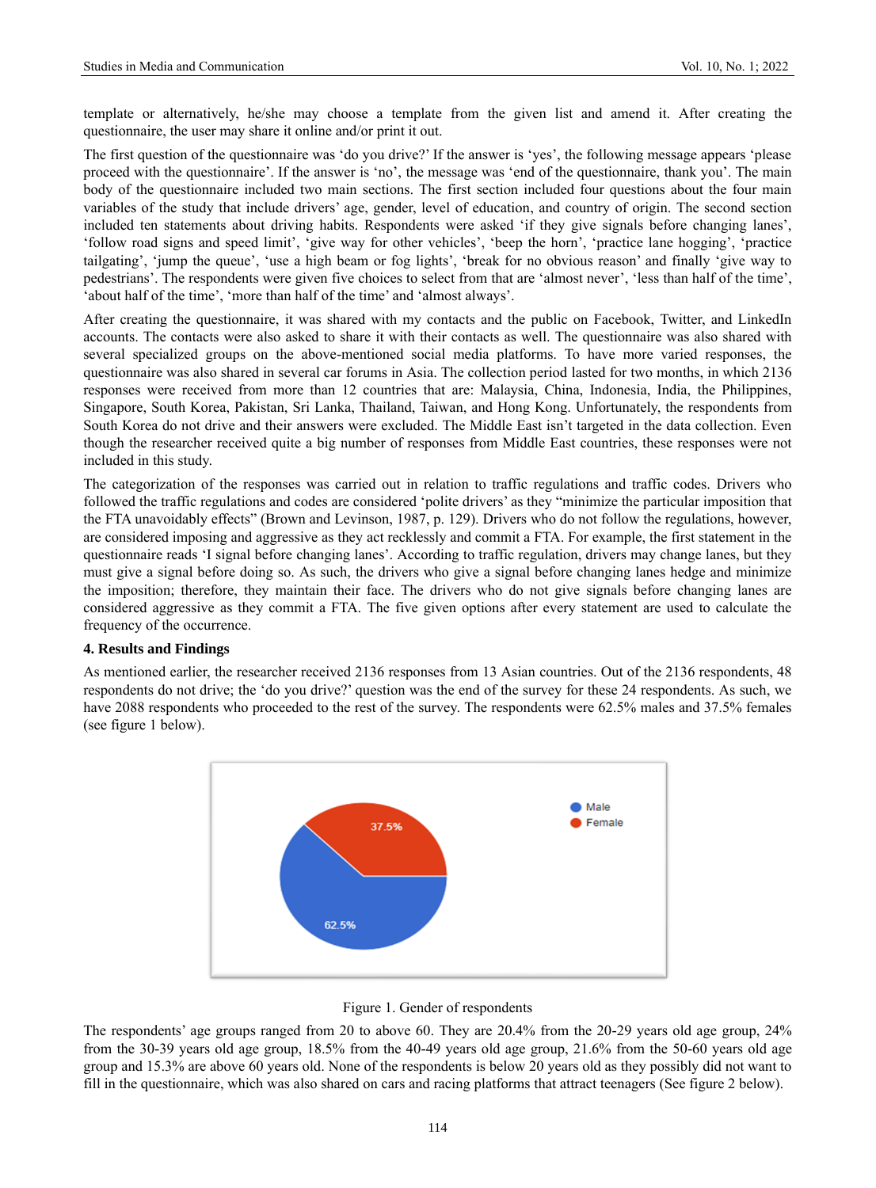template or alternatively, he/she may choose a template from the given list and amend it. After creating the questionnaire, the user may share it online and/or print it out.

The first question of the questionnaire was 'do you drive?' If the answer is 'yes', the following message appears 'please proceed with the questionnaire'. If the answer is 'no', the message was 'end of the questionnaire, thank you'. The main body of the questionnaire included two main sections. The first section included four questions about the four main variables of the study that include drivers' age, gender, level of education, and country of origin. The second section included ten statements about driving habits. Respondents were asked 'if they give signals before changing lanes', 'follow road signs and speed limit', 'give way for other vehicles', 'beep the horn', 'practice lane hogging', 'practice tailgating', 'jump the queue', 'use a high beam or fog lights', 'break for no obvious reason' and finally 'give way to pedestrians'. The respondents were given five choices to select from that are 'almost never', 'less than half of the time', 'about half of the time', 'more than half of the time' and 'almost always'.

After creating the questionnaire, it was shared with my contacts and the public on Facebook, Twitter, and LinkedIn accounts. The contacts were also asked to share it with their contacts as well. The questionnaire was also shared with several specialized groups on the above-mentioned social media platforms. To have more varied responses, the questionnaire was also shared in several car forums in Asia. The collection period lasted for two months, in which 2136 responses were received from more than 12 countries that are: Malaysia, China, Indonesia, India, the Philippines, Singapore, South Korea, Pakistan, Sri Lanka, Thailand, Taiwan, and Hong Kong. Unfortunately, the respondents from South Korea do not drive and their answers were excluded. The Middle East isn't targeted in the data collection. Even though the researcher received quite a big number of responses from Middle East countries, these responses were not included in this study.

The categorization of the responses was carried out in relation to traffic regulations and traffic codes. Drivers who followed the traffic regulations and codes are considered 'polite drivers' as they "minimize the particular imposition that the FTA unavoidably effects" (Brown and Levinson, 1987, p. 129). Drivers who do not follow the regulations, however, are considered imposing and aggressive as they act recklessly and commit a FTA. For example, the first statement in the questionnaire reads 'I signal before changing lanes'. According to traffic regulation, drivers may change lanes, but they must give a signal before doing so. As such, the drivers who give a signal before changing lanes hedge and minimize the imposition; therefore, they maintain their face. The drivers who do not give signals before changing lanes are considered aggressive as they commit a FTA. The five given options after every statement are used to calculate the frequency of the occurrence.

## 4. Results and Findings

As mentioned earlier, the researcher received 2136 responses from 13 Asian countries. Out of the 2136 respondents, 48 respondents do not drive; the 'do you drive?' question was the end of the survey for these 24 respondents. As such, we have 2088 respondents who proceeded to the rest of the survey. The respondents were 62.5% males and 37.5% females (see figure 1 below).

Figure 1. Gender of respondents

The respondents' age groups ranged from 20 to above 60. They are 20.4% from the 20-29 years old age group, 24% from the 30-39 years old age group, 18.5% from the 40-49 years old age group, 21.6% from the 50-60 years old age group and 15.3% are above 60 years old. None of the respondents is below 20 years old as they possibly did not want to fill in the questionnaire, which was also shared on cars and racing platforms that attract teenagers (See figure 2 below).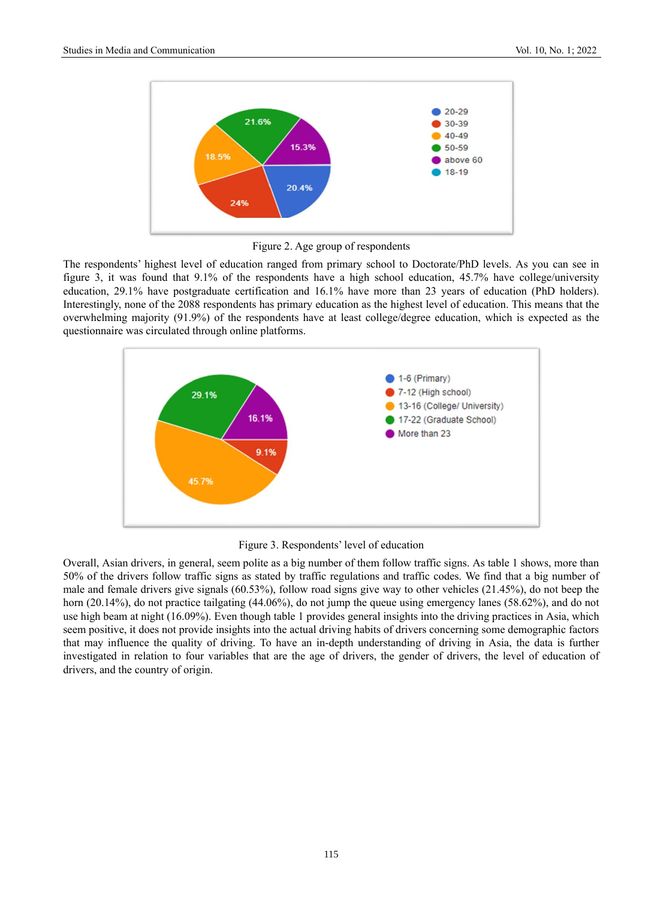Figure 2. Age group of respondents

The respondents' highest level of education ranged from primary school to Doctorate/PhD levels. As you can see in figure 3, it was found that 9.1% of the respondents have a high school education, 45.7% have college/university education, 29.1% have postgraduate certification and 16.1% have more than 23 years of education (PhD holders). Interestingly, none of the 2088 respondents has primary education as the highest level of education. This means that the overwhelming majority (91.9%) of the respondents have at least college/degree education, which is expected as the questionnaire was circulated through online platforms.

Figure 3. Respondents' level of education

Overall, Asian drivers, in general, seem polite as a big number of them follow traffic signs. As table 1 shows, more than 50% of the drivers follow traffic signs as stated by traffic regulations and traffic codes. We find that a big number of male and female drivers give signals (60.53%), follow road signs give way to other vehicles (21.45%), do not beep the horn (20.14%), do not practice tailgating (44.06%), do not jump the queue using emergency lanes (58.62%), and do not use high beam at night (16.09%). Even though table 1 provides general insights into the driving practices in Asia, which seem positive, it does not provide insights into the actual driving habits of drivers concerning some demographic factors that may influence the quality of driving. To have an in-depth understanding of driving in Asia, the data is further investigated in relation to four variables that are the age of drivers, the gender of drivers, the level of education of drivers, and the country of origin.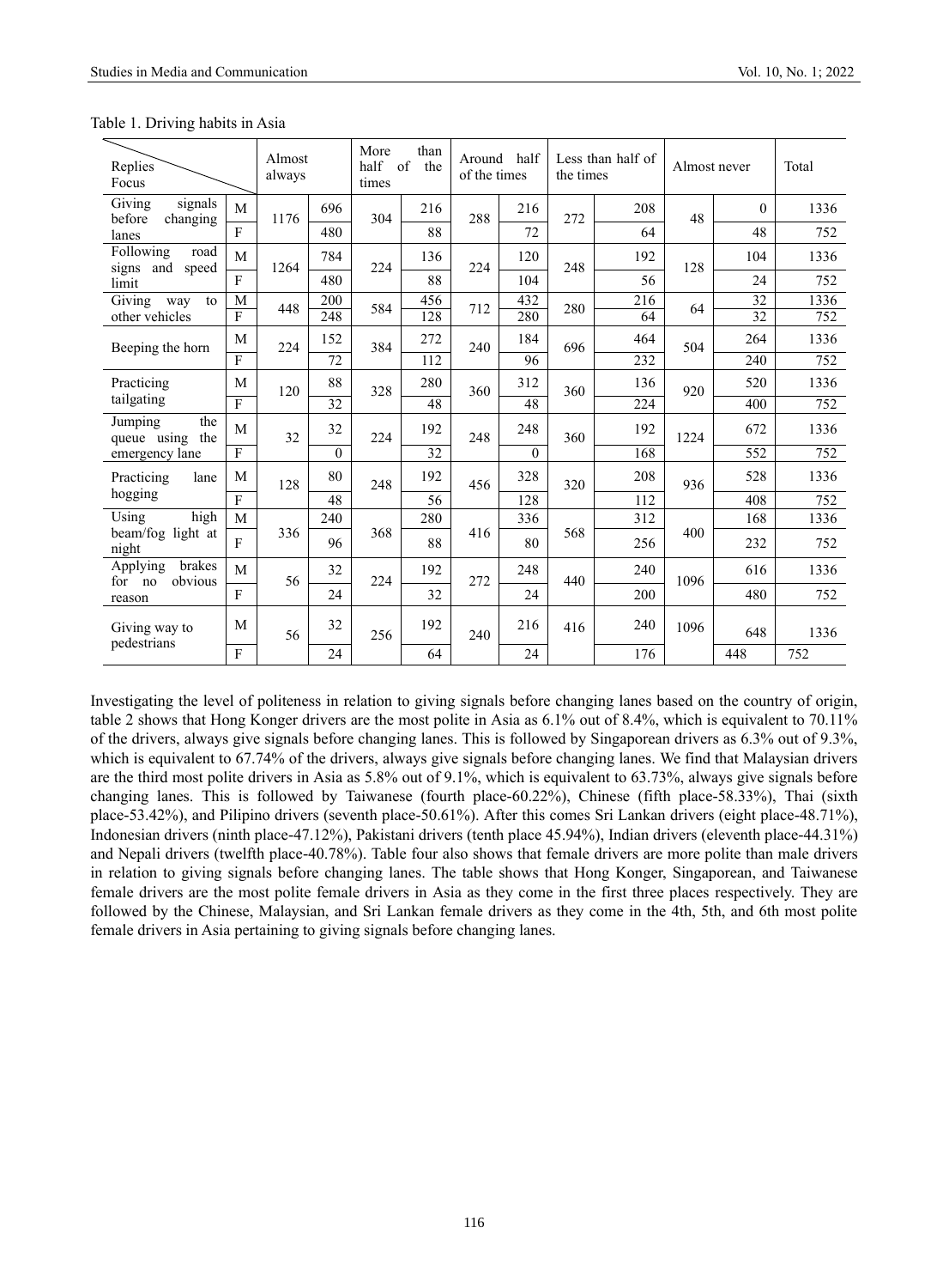Table 1. Driving habits in Asia

| Replies / Focus | | Almost always | | More than half of the times | | Around half of the times | | Less than half of the times | | Almost never | | Total |
|---|---|---|---|---|---|---|---|---|---|---|---|---|
| Giving signals before changing lanes | M | 1176 | 696 | 304 | 216 | 288 | 216 | 272 | 208 | 48 | 0 | 1336 |
| | F | | 480 | | 88 | | 72 | | 64 | | 48 | 752 |
| Following road signs and speed limit | M | 1264 | 784 | 224 | 136 | 224 | 120 | 248 | 192 | 128 | 104 | 1336 |
| | F | | 480 | | 88 | | 104 | | 56 | | 24 | 752 |
| Giving way to other vehicles | M | 448 | 200 | 584 | 456 | 712 | 432 | 280 | 216 | 64 | 32 | 1336 |
| | F | | 248 | | 128 | | 280 | | 64 | | 32 | 752 |
| Beeping the horn | M | 224 | 152 | 384 | 272 | 240 | 184 | 696 | 464 | 504 | 264 | 1336 |
| | F | | 72 | | 112 | | 96 | | 232 | | 240 | 752 |
| Practicing tailgating | M | 120 | 88 | 328 | 280 | 360 | 312 | 360 | 136 | 920 | 520 | 1336 |
| | F | | 32 | | 48 | | 48 | | 224 | | 400 | 752 |
| Jumping the queue using the emergency lane | M | 32 | 32 | 224 | 192 | 248 | 248 | 360 | 192 | 1224 | 672 | 1336 |
| | F | | 0 | | 32 | | 0 | | 168 | | 552 | 752 |
| Practicing lane hogging | M | 128 | 80 | 248 | 192 | 456 | 328 | 320 | 208 | 936 | 528 | 1336 |
| | F | | 48 | | 56 | | 128 | | 112 | | 408 | 752 |
| Using high beam/fog light at night | M | 336 | 240 | 368 | 280 | 416 | 336 | 568 | 312 | 400 | 168 | 1336 |
| | F | | 96 | | 88 | | 80 | | 256 | | 232 | 752 |
| Applying brakes for no obvious reason | M | 56 | 32 | 224 | 192 | 272 | 248 | 440 | 240 | 1096 | 616 | 1336 |
| | F | | 24 | | 32 | | 24 | | 200 | | 480 | 752 |
| Giving way to pedestrians | M | 56 | 32 | 256 | 192 | 240 | 216 | 416 | 240 | 1096 | 648 | 1336 |
| | F | | 24 | | 64 | | 24 | | 176 | | 448 | 752 |

Investigating the level of politeness in relation to giving signals before changing lanes based on the country of origin, table 2 shows that Hong Konger drivers are the most polite in Asia as 6.1% out of 8.4%, which is equivalent to 70.11% of the drivers, always give signals before changing lanes. This is followed by Singaporean drivers as 6.3% out of 9.3%, which is equivalent to 67.74% of the drivers, always give signals before changing lanes. We find that Malaysian drivers are the third most polite drivers in Asia as 5.8% out of 9.1%, which is equivalent to 63.73%, always give signals before changing lanes. This is followed by Taiwanese (fourth place-60.22%), Chinese (fifth place-58.33%), Thai (sixth place-53.42%), and Pilipino drivers (seventh place-50.61%). After this comes Sri Lankan drivers (eight place-48.71%), Indonesian drivers (ninth place-47.12%), Pakistani drivers (tenth place 45.94%), Indian drivers (eleventh place-44.31%) and Nepali drivers (twelfth place-40.78%). Table four also shows that female drivers are more polite than male drivers in relation to giving signals before changing lanes. The table shows that Hong Konger, Singaporean, and Taiwanese female drivers are the most polite female drivers in Asia as they come in the first three places respectively. They are followed by the Chinese, Malaysian, and Sri Lankan female drivers as they come in the 4th, 5th, and 6th most polite female drivers in Asia pertaining to giving signals before changing lanes.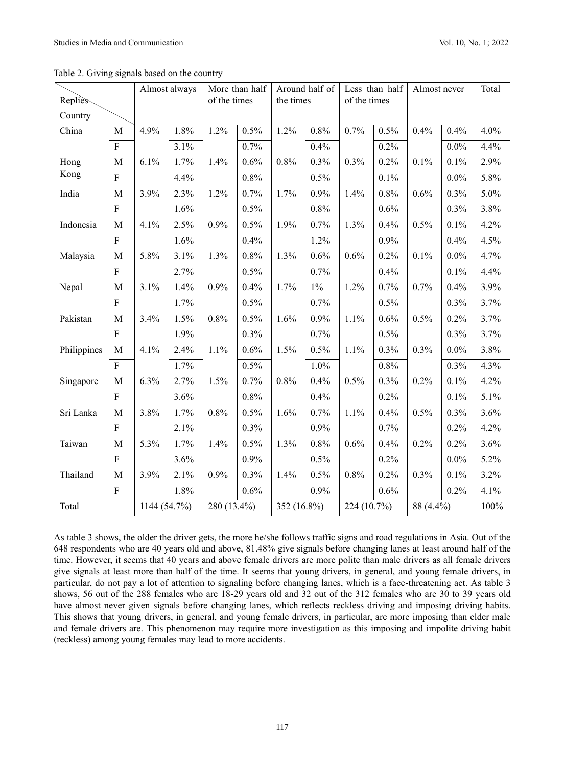Table 2. Giving signals based on the country

| Replies / Country | | Almost always | | More than half of the times | | Around half of the times | | Less than half of the times | | Almost never | | Total |
|---|---|---|---|---|---|---|---|---|---|---|---|---|
| China | M | 4.9% | 1.8% | 1.2% | 0.5% | 1.2% | 0.8% | 0.7% | 0.5% | 0.4% | 0.4% | 4.0% |
| | F | | 3.1% | | 0.7% | | 0.4% | | 0.2% | | 0.0% | 4.4% |
| Hong Kong | M | 6.1% | 1.7% | 1.4% | 0.6% | 0.8% | 0.3% | 0.3% | 0.2% | 0.1% | 0.1% | 2.9% |
| | F | | 4.4% | | 0.8% | | 0.5% | | 0.1% | | 0.0% | 5.8% |
| India | M | 3.9% | 2.3% | 1.2% | 0.7% | 1.7% | 0.9% | 1.4% | 0.8% | 0.6% | 0.3% | 5.0% |
| | F | | 1.6% | | 0.5% | | 0.8% | | 0.6% | | 0.3% | 3.8% |
| Indonesia | M | 4.1% | 2.5% | 0.9% | 0.5% | 1.9% | 0.7% | 1.3% | 0.4% | 0.5% | 0.1% | 4.2% |
| | F | | 1.6% | | 0.4% | | 1.2% | | 0.9% | | 0.4% | 4.5% |
| Malaysia | M | 5.8% | 3.1% | 1.3% | 0.8% | 1.3% | 0.6% | 0.6% | 0.2% | 0.1% | 0.0% | 4.7% |
| | F | | 2.7% | | 0.5% | | 0.7% | | 0.4% | | 0.1% | 4.4% |
| Nepal | M | 3.1% | 1.4% | 0.9% | 0.4% | 1.7% | 1% | 1.2% | 0.7% | 0.7% | 0.4% | 3.9% |
| | F | | 1.7% | | 0.5% | | 0.7% | | 0.5% | | 0.3% | 3.7% |
| Pakistan | M | 3.4% | 1.5% | 0.8% | 0.5% | 1.6% | 0.9% | 1.1% | 0.6% | 0.5% | 0.2% | 3.7% |
| | F | | 1.9% | | 0.3% | | 0.7% | | 0.5% | | 0.3% | 3.7% |
| Philippines | M | 4.1% | 2.4% | 1.1% | 0.6% | 1.5% | 0.5% | 1.1% | 0.3% | 0.3% | 0.0% | 3.8% |
| | F | | 1.7% | | 0.5% | | 1.0% | | 0.8% | | 0.3% | 4.3% |
| Singapore | M | 6.3% | 2.7% | 1.5% | 0.7% | 0.8% | 0.4% | 0.5% | 0.3% | 0.2% | 0.1% | 4.2% |
| | F | | 3.6% | | 0.8% | | 0.4% | | 0.2% | | 0.1% | 5.1% |
| Sri Lanka | M | 3.8% | 1.7% | 0.8% | 0.5% | 1.6% | 0.7% | 1.1% | 0.4% | 0.5% | 0.3% | 3.6% |
| | F | | 2.1% | | 0.3% | | 0.9% | | 0.7% | | 0.2% | 4.2% |
| Taiwan | M | 5.3% | 1.7% | 1.4% | 0.5% | 1.3% | 0.8% | 0.6% | 0.4% | 0.2% | 0.2% | 3.6% |
| | F | | 3.6% | | 0.9% | | 0.5% | | 0.2% | | 0.0% | 5.2% |
| Thailand | M | 3.9% | 2.1% | 0.9% | 0.3% | 1.4% | 0.5% | 0.8% | 0.2% | 0.3% | 0.1% | 3.2% |
| | F | | 1.8% | | 0.6% | | 0.9% | | 0.6% | | 0.2% | 4.1% |
| Total | | 1144 (54.7%) | | 280 (13.4%) | | 352 (16.8%) | | 224 (10.7%) | | 88 (4.4%) | | 100% |

As table 3 shows, the older the driver gets, the more he/she follows traffic signs and road regulations in Asia. Out of the 648 respondents who are 40 years old and above, 81.48% give signals before changing lanes at least around half of the time. However, it seems that 40 years and above female drivers are more polite than male drivers as all female drivers give signals at least more than half of the time. It seems that young drivers, in general, and young female drivers, in particular, do not pay a lot of attention to signaling before changing lanes, which is a face-threatening act. As table 3 shows, 56 out of the 288 females who are 18-29 years old and 32 out of the 312 females who are 30 to 39 years old have almost never given signals before changing lanes, which reflects reckless driving and imposing driving habits. This shows that young drivers, in general, and young female drivers, in particular, are more imposing than elder male and female drivers are. This phenomenon may require more investigation as this imposing and impolite driving habit (reckless) among young females may lead to more accidents.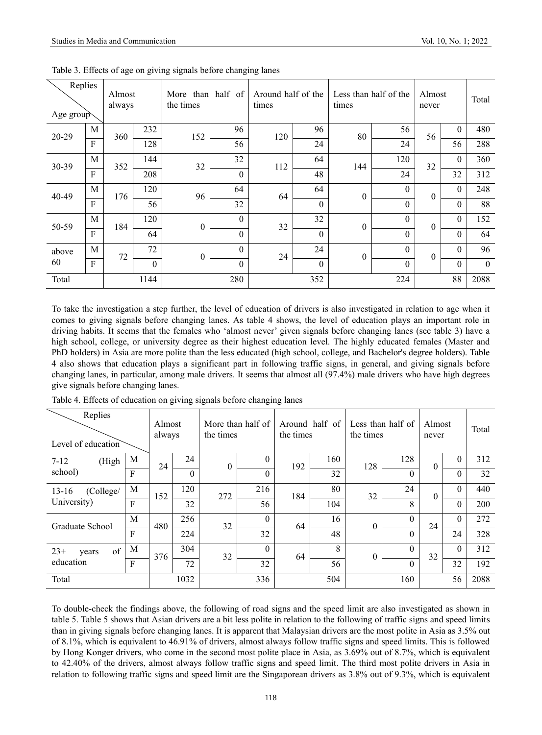Table 3. Effects of age on giving signals before changing lanes

| Age group \ Replies | | Almost always | | More than half of the times | | Around half of the times | | Less than half of the times | | Almost never | | Total |
|---|---|---|---|---|---|---|---|---|---|---|---|---|
| 20-29 | M | 360 | 232 | 152 | 96 | 120 | 96 | 80 | 56 | 56 | 0 | 480 |
| | F | | 128 | | 56 | | 24 | | 24 | | 56 | 288 |
| 30-39 | M | 352 | 144 | 32 | 32 | 112 | 64 | 144 | 120 | 32 | 0 | 360 |
| | F | | 208 | | 0 | | 48 | | 24 | | 32 | 312 |
| 40-49 | M | 176 | 120 | 96 | 64 | 64 | 64 | 0 | 0 | 0 | 0 | 248 |
| | F | | 56 | | 32 | | 0 | | 0 | | 0 | 88 |
| 50-59 | M | 184 | 120 | 0 | 0 | 32 | 32 | 0 | 0 | 0 | 0 | 152 |
| | F | | 64 | | 0 | | 0 | | 0 | | 0 | 64 |
| above 60 | M | 72 | 72 | 0 | 0 | 24 | 24 | 0 | 0 | 0 | 0 | 96 |
| | F | | 0 | | 0 | | 0 | | 0 | | 0 | 0 |
| Total | | | 1144 | | 280 | | 352 | | 224 | | 88 | 2088 |

To take the investigation a step further, the level of education of drivers is also investigated in relation to age when it comes to giving signals before changing lanes. As table 4 shows, the level of education plays an important role in driving habits. It seems that the females who 'almost never' given signals before changing lanes (see table 3) have a high school, college, or university degree as their highest education level. The highly educated females (Master and PhD holders) in Asia are more polite than the less educated (high school, college, and Bachelor's degree holders). Table 4 also shows that education plays a significant part in following traffic signs, in general, and giving signals before changing lanes, in particular, among male drivers. It seems that almost all (97.4%) male drivers who have high degrees give signals before changing lanes.

Table 4. Effects of education on giving signals before changing lanes

| Level of education \ Replies | | Almost always | | More than half of the times | | Around half of the times | | Less than half of the times | | Almost never | | Total |
|---|---|---|---|---|---|---|---|---|---|---|---|---|
| 7-12 (High school) | M | 24 | 24 | 0 | 0 | 192 | 160 | 128 | 128 | 0 | 0 | 312 |
| | F | | 0 | | 0 | | 32 | | 0 | | 0 | 32 |
| 13-16 (College/ University) | M | 152 | 120 | 272 | 216 | 184 | 80 | 32 | 24 | 0 | 0 | 440 |
| | F | | 32 | | 56 | | 104 | | 8 | | 0 | 200 |
| Graduate School | M | 480 | 256 | 32 | 0 | 64 | 16 | 0 | 0 | 24 | 0 | 272 |
| | F | | 224 | | 32 | | 48 | | 0 | | 24 | 328 |
| 23+ years of education | M | 376 | 304 | 32 | 0 | 64 | 8 | 0 | 0 | 32 | 0 | 312 |
| | F | | 72 | | 32 | | 56 | | 0 | | 32 | 192 |
| Total | | | 1032 | | 336 | | 504 | | 160 | | 56 | 2088 |

To double-check the findings above, the following of road signs and the speed limit are also investigated as shown in table 5. Table 5 shows that Asian drivers are a bit less polite in relation to the following of traffic signs and speed limits than in giving signals before changing lanes. It is apparent that Malaysian drivers are the most polite in Asia as 3.5% out of 8.1%, which is equivalent to 46.91% of drivers, almost always follow traffic signs and speed limits. This is followed by Hong Konger drivers, who come in the second most polite place in Asia, as 3.69% out of 8.7%, which is equivalent to 42.40% of the drivers, almost always follow traffic signs and speed limit. The third most polite drivers in Asia in relation to following traffic signs and speed limit are the Singaporean drivers as 3.8% out of 9.3%, which is equivalent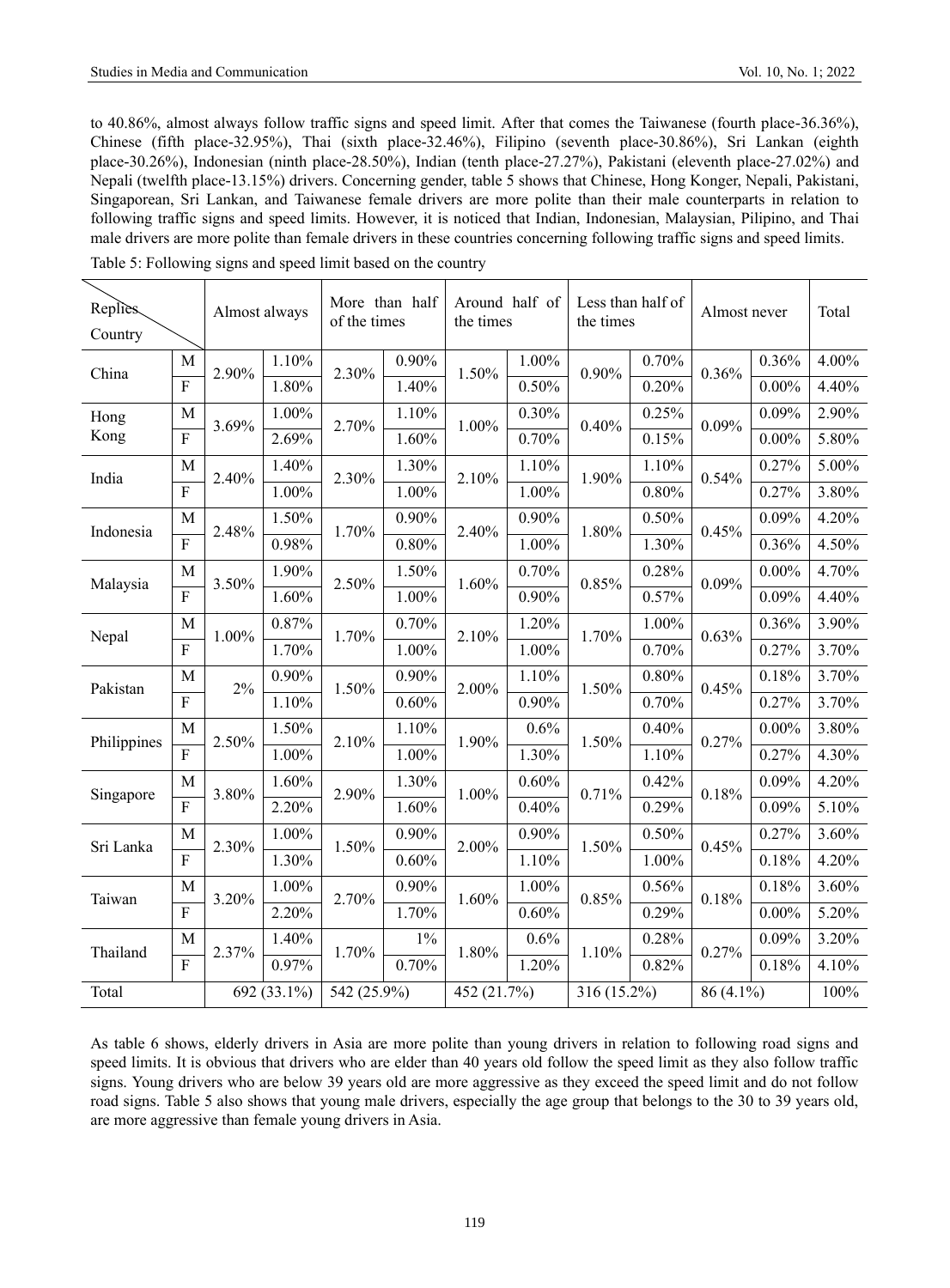to 40.86%, almost always follow traffic signs and speed limit. After that comes the Taiwanese (fourth place-36.36%), Chinese (fifth place-32.95%), Thai (sixth place-32.46%), Filipino (seventh place-30.86%), Sri Lankan (eighth place-30.26%), Indonesian (ninth place-28.50%), Indian (tenth place-27.27%), Pakistani (eleventh place-27.02%) and Nepali (twelfth place-13.15%) drivers. Concerning gender, table 5 shows that Chinese, Hong Konger, Nepali, Pakistani, Singaporean, Sri Lankan, and Taiwanese female drivers are more polite than their male counterparts in relation to following traffic signs and speed limits. However, it is noticed that Indian, Indonesian, Malaysian, Pilipino, and Thai male drivers are more polite than female drivers in these countries concerning following traffic signs and speed limits.

Table 5: Following signs and speed limit based on the country

| Replies / Country | | Almost always | | More than half of the times | | Around half of the times | | Less than half of the times | | Almost never | | Total |
|---|---|---|---|---|---|---|---|---|---|---|---|---|
| China | M | 2.90% | 1.10% | 2.30% | 0.90% | 1.50% | 1.00% | 0.90% | 0.70% | 0.36% | 0.36% | 4.00% |
| | F | | 1.80% | | 1.40% | | 0.50% | | 0.20% | | 0.00% | 4.40% |
| Hong Kong | M | 3.69% | 1.00% | 2.70% | 1.10% | 1.00% | 0.30% | 0.40% | 0.25% | 0.09% | 0.09% | 2.90% |
| | F | | 2.69% | | 1.60% | | 0.70% | | 0.15% | | 0.00% | 5.80% |
| India | M | 2.40% | 1.40% | 2.30% | 1.30% | 2.10% | 1.10% | 1.90% | 1.10% | 0.54% | 0.27% | 5.00% |
| | F | | 1.00% | | 1.00% | | 1.00% | | 0.80% | | 0.27% | 3.80% |
| Indonesia | M | 2.48% | 1.50% | 1.70% | 0.90% | 2.40% | 0.90% | 1.80% | 0.50% | 0.45% | 0.09% | 4.20% |
| | F | | 0.98% | | 0.80% | | 1.00% | | 1.30% | | 0.36% | 4.50% |
| Malaysia | M | 3.50% | 1.90% | 2.50% | 1.50% | 1.60% | 0.70% | 0.85% | 0.28% | 0.09% | 0.00% | 4.70% |
| | F | | 1.60% | | 1.00% | | 0.90% | | 0.57% | | 0.09% | 4.40% |
| Nepal | M | 1.00% | 0.87% | 1.70% | 0.70% | 2.10% | 1.20% | 1.70% | 1.00% | 0.63% | 0.36% | 3.90% |
| | F | | 1.70% | | 1.00% | | 1.00% | | 0.70% | | 0.27% | 3.70% |
| Pakistan | M | 2% | 0.90% | 1.50% | 0.90% | 2.00% | 1.10% | 1.50% | 0.80% | 0.45% | 0.18% | 3.70% |
| | F | | 1.10% | | 0.60% | | 0.90% | | 0.70% | | 0.27% | 3.70% |
| Philippines | M | 2.50% | 1.50% | 2.10% | 1.10% | 1.90% | 0.6% | 1.50% | 0.40% | 0.27% | 0.00% | 3.80% |
| | F | | 1.00% | | 1.00% | | 1.30% | | 1.10% | | 0.27% | 4.30% |
| Singapore | M | 3.80% | 1.60% | 2.90% | 1.30% | 1.00% | 0.60% | 0.71% | 0.42% | 0.18% | 0.09% | 4.20% |
| | F | | 2.20% | | 1.60% | | 0.40% | | 0.29% | | 0.09% | 5.10% |
| Sri Lanka | M | 2.30% | 1.00% | 1.50% | 0.90% | 2.00% | 0.90% | 1.50% | 0.50% | 0.45% | 0.27% | 3.60% |
| | F | | 1.30% | | 0.60% | | 1.10% | | 1.00% | | 0.18% | 4.20% |
| Taiwan | M | 3.20% | 1.00% | 2.70% | 0.90% | 1.60% | 1.00% | 0.85% | 0.56% | 0.18% | 0.18% | 3.60% |
| | F | | 2.20% | | 1.70% | | 0.60% | | 0.29% | | 0.00% | 5.20% |
| Thailand | M | 2.37% | 1.40% | 1.70% | 1% | 1.80% | 0.6% | 1.10% | 0.28% | 0.27% | 0.09% | 3.20% |
| | F | | 0.97% | | 0.70% | | 1.20% | | 0.82% | | 0.18% | 4.10% |
| Total | | 692 (33.1%) | | 542 (25.9%) | | 452 (21.7%) | | 316 (15.2%) | | 86 (4.1%) | | 100% |

As table 6 shows, elderly drivers in Asia are more polite than young drivers in relation to following road signs and speed limits. It is obvious that drivers who are elder than 40 years old follow the speed limit as they also follow traffic signs. Young drivers who are below 39 years old are more aggressive as they exceed the speed limit and do not follow road signs. Table 5 also shows that young male drivers, especially the age group that belongs to the 30 to 39 years old, are more aggressive than female young drivers in Asia.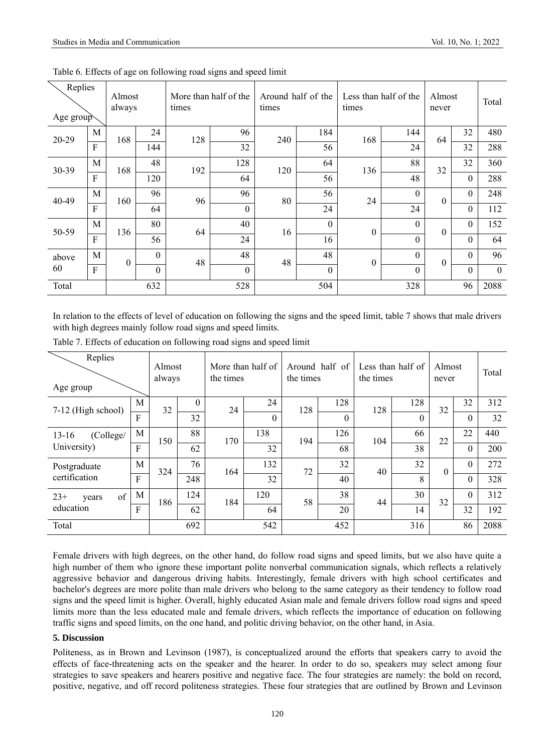Table 6. Effects of age on following road signs and speed limit

| Replies / Age group | | Almost always | | More than half of the times | | Around half of the times | | Less than half of the times | | Almost never | | Total |
|---|---|---|---|---|---|---|---|---|---|---|---|---|
| 20-29 | M | 168 | 24 | 128 | 96 | 240 | 184 | 168 | 144 | 64 | 32 | 480 |
| | F | | 144 | | 32 | | 56 | | 24 | | 32 | 288 |
| 30-39 | M | 168 | 48 | 192 | 128 | 120 | 64 | 136 | 88 | 32 | 32 | 360 |
| | F | | 120 | | 64 | | 56 | | 48 | | 0 | 288 |
| 40-49 | M | 160 | 96 | 96 | 96 | 80 | 56 | 24 | 0 | 0 | 0 | 248 |
| | F | | 64 | | 0 | | 24 | | 24 | | 0 | 112 |
| 50-59 | M | 136 | 80 | 64 | 40 | 16 | 0 | 0 | 0 | 0 | 0 | 152 |
| | F | | 56 | | 24 | | 16 | | 0 | | 0 | 64 |
| above 60 | M | 0 | 0 | 48 | 48 | 48 | 48 | 0 | 0 | 0 | 0 | 96 |
| | F | | 0 | | 0 | | 0 | | 0 | | 0 | 0 |
| Total | | | 632 | | 528 | | 504 | | 328 | | 96 | 2088 |

In relation to the effects of level of education on following the signs and the speed limit, table 7 shows that male drivers with high degrees mainly follow road signs and speed limits.

Table 7. Effects of education on following road signs and speed limit

| Replies / Age group | | Almost always | | More than half of the times | | Around half of the times | | Less than half of the times | | Almost never | | Total |
|---|---|---|---|---|---|---|---|---|---|---|---|---|
| 7-12 (High school) | M | 32 | 0 | 24 | 24 | 128 | 128 | 128 | 128 | 32 | 32 | 312 |
| | F | | 32 | | 0 | | 0 | | 0 | | 0 | 32 |
| 13-16 (College/ University) | M | 150 | 88 | 170 | 138 | 194 | 126 | 104 | 66 | 22 | 22 | 440 |
| | F | | 62 | | 32 | | 68 | | 38 | | 0 | 200 |
| Postgraduate certification | M | 324 | 76 | 164 | 132 | 72 | 32 | 40 | 32 | 0 | 0 | 272 |
| | F | | 248 | | 32 | | 40 | | 8 | | 0 | 328 |
| 23+ years of education | M | 186 | 124 | 184 | 120 | 58 | 38 | 44 | 30 | 32 | 0 | 312 |
| | F | | 62 | | 64 | | 20 | | 14 | | 32 | 192 |
| Total | | | 692 | | 542 | | 452 | | 316 | | 86 | 2088 |

Female drivers with high degrees, on the other hand, do follow road signs and speed limits, but we also have quite a high number of them who ignore these important polite nonverbal communication signals, which reflects a relatively aggressive behavior and dangerous driving habits. Interestingly, female drivers with high school certificates and bachelor's degrees are more polite than male drivers who belong to the same category as their tendency to follow road signs and the speed limit is higher. Overall, highly educated Asian male and female drivers follow road signs and speed limits more than the less educated male and female drivers, which reflects the importance of education on following traffic signs and speed limits, on the one hand, and politic driving behavior, on the other hand, in Asia.

## 5. Discussion

Politeness, as in Brown and Levinson (1987), is conceptualized around the efforts that speakers carry to avoid the effects of face-threatening acts on the speaker and the hearer. In order to do so, speakers may select among four strategies to save speakers and hearers positive and negative face. The four strategies are namely: the bold on record, positive, negative, and off record politeness strategies. These four strategies that are outlined by Brown and Levinson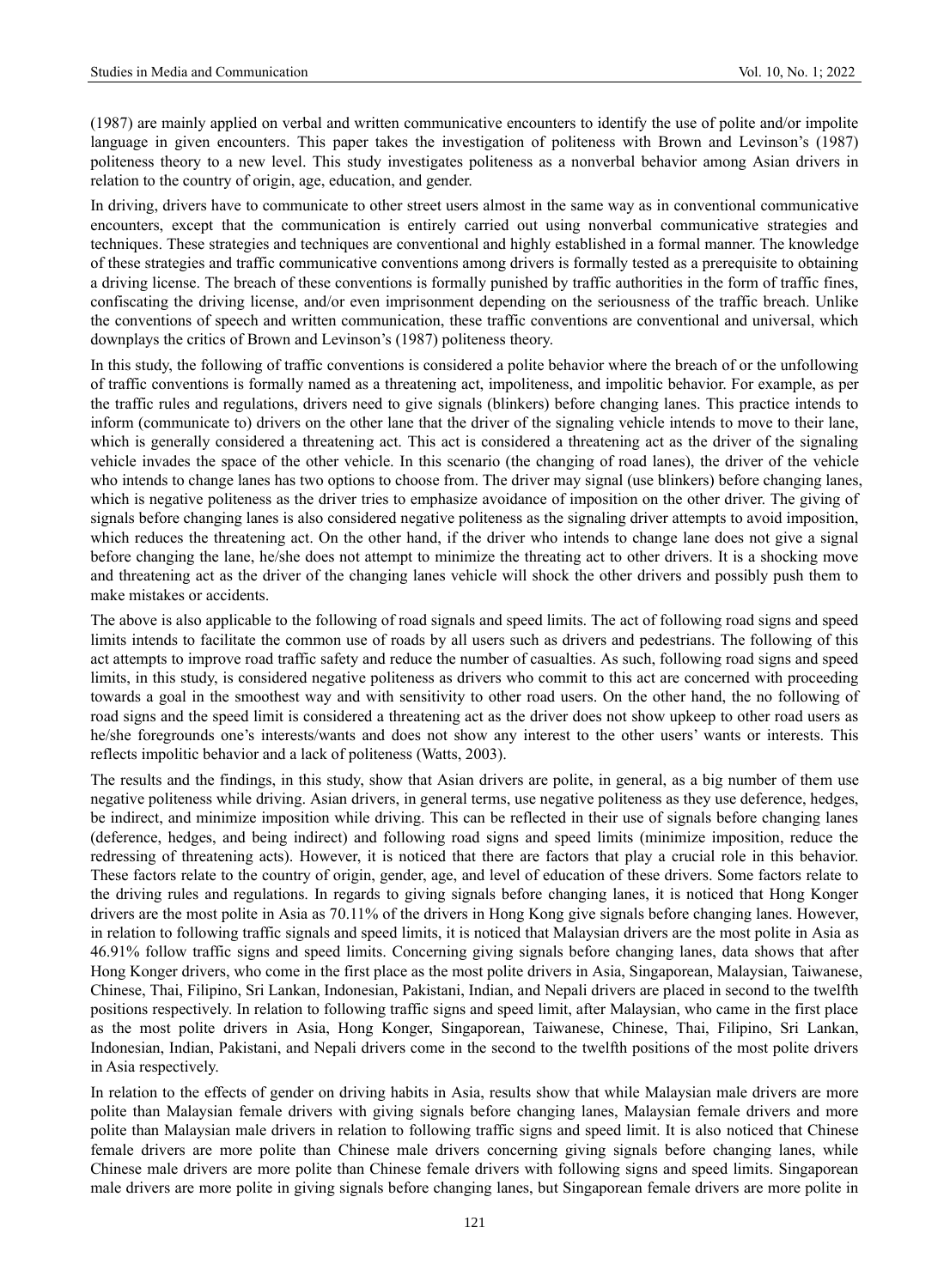(1987) are mainly applied on verbal and written communicative encounters to identify the use of polite and/or impolite language in given encounters. This paper takes the investigation of politeness with Brown and Levinson's (1987) politeness theory to a new level. This study investigates politeness as a nonverbal behavior among Asian drivers in relation to the country of origin, age, education, and gender.

In driving, drivers have to communicate to other street users almost in the same way as in conventional communicative encounters, except that the communication is entirely carried out using nonverbal communicative strategies and techniques. These strategies and techniques are conventional and highly established in a formal manner. The knowledge of these strategies and traffic communicative conventions among drivers is formally tested as a prerequisite to obtaining a driving license. The breach of these conventions is formally punished by traffic authorities in the form of traffic fines, confiscating the driving license, and/or even imprisonment depending on the seriousness of the traffic breach. Unlike the conventions of speech and written communication, these traffic conventions are conventional and universal, which downplays the critics of Brown and Levinson's (1987) politeness theory.

In this study, the following of traffic conventions is considered a polite behavior where the breach of or the unfollowing of traffic conventions is formally named as a threatening act, impoliteness, and impolitic behavior. For example, as per the traffic rules and regulations, drivers need to give signals (blinkers) before changing lanes. This practice intends to inform (communicate to) drivers on the other lane that the driver of the signaling vehicle intends to move to their lane, which is generally considered a threatening act. This act is considered a threatening act as the driver of the signaling vehicle invades the space of the other vehicle. In this scenario (the changing of road lanes), the driver of the vehicle who intends to change lanes has two options to choose from. The driver may signal (use blinkers) before changing lanes, which is negative politeness as the driver tries to emphasize avoidance of imposition on the other driver. The giving of signals before changing lanes is also considered negative politeness as the signaling driver attempts to avoid imposition, which reduces the threatening act. On the other hand, if the driver who intends to change lane does not give a signal before changing the lane, he/she does not attempt to minimize the threating act to other drivers. It is a shocking move and threatening act as the driver of the changing lanes vehicle will shock the other drivers and possibly push them to make mistakes or accidents.

The above is also applicable to the following of road signals and speed limits. The act of following road signs and speed limits intends to facilitate the common use of roads by all users such as drivers and pedestrians. The following of this act attempts to improve road traffic safety and reduce the number of casualties. As such, following road signs and speed limits, in this study, is considered negative politeness as drivers who commit to this act are concerned with proceeding towards a goal in the smoothest way and with sensitivity to other road users. On the other hand, the no following of road signs and the speed limit is considered a threatening act as the driver does not show upkeep to other road users as he/she foregrounds one's interests/wants and does not show any interest to the other users' wants or interests. This reflects impolitic behavior and a lack of politeness (Watts, 2003).

The results and the findings, in this study, show that Asian drivers are polite, in general, as a big number of them use negative politeness while driving. Asian drivers, in general terms, use negative politeness as they use deference, hedges, be indirect, and minimize imposition while driving. This can be reflected in their use of signals before changing lanes (deference, hedges, and being indirect) and following road signs and speed limits (minimize imposition, reduce the redressing of threatening acts). However, it is noticed that there are factors that play a crucial role in this behavior. These factors relate to the country of origin, gender, age, and level of education of these drivers. Some factors relate to the driving rules and regulations. In regards to giving signals before changing lanes, it is noticed that Hong Konger drivers are the most polite in Asia as 70.11% of the drivers in Hong Kong give signals before changing lanes. However, in relation to following traffic signals and speed limits, it is noticed that Malaysian drivers are the most polite in Asia as 46.91% follow traffic signs and speed limits. Concerning giving signals before changing lanes, data shows that after Hong Konger drivers, who come in the first place as the most polite drivers in Asia, Singaporean, Malaysian, Taiwanese, Chinese, Thai, Filipino, Sri Lankan, Indonesian, Pakistani, Indian, and Nepali drivers are placed in second to the twelfth positions respectively. In relation to following traffic signs and speed limit, after Malaysian, who came in the first place as the most polite drivers in Asia, Hong Konger, Singaporean, Taiwanese, Chinese, Thai, Filipino, Sri Lankan, Indonesian, Indian, Pakistani, and Nepali drivers come in the second to the twelfth positions of the most polite drivers in Asia respectively.

In relation to the effects of gender on driving habits in Asia, results show that while Malaysian male drivers are more polite than Malaysian female drivers with giving signals before changing lanes, Malaysian female drivers and more polite than Malaysian male drivers in relation to following traffic signs and speed limit. It is also noticed that Chinese female drivers are more polite than Chinese male drivers concerning giving signals before changing lanes, while Chinese male drivers are more polite than Chinese female drivers with following signs and speed limits. Singaporean male drivers are more polite in giving signals before changing lanes, but Singaporean female drivers are more polite in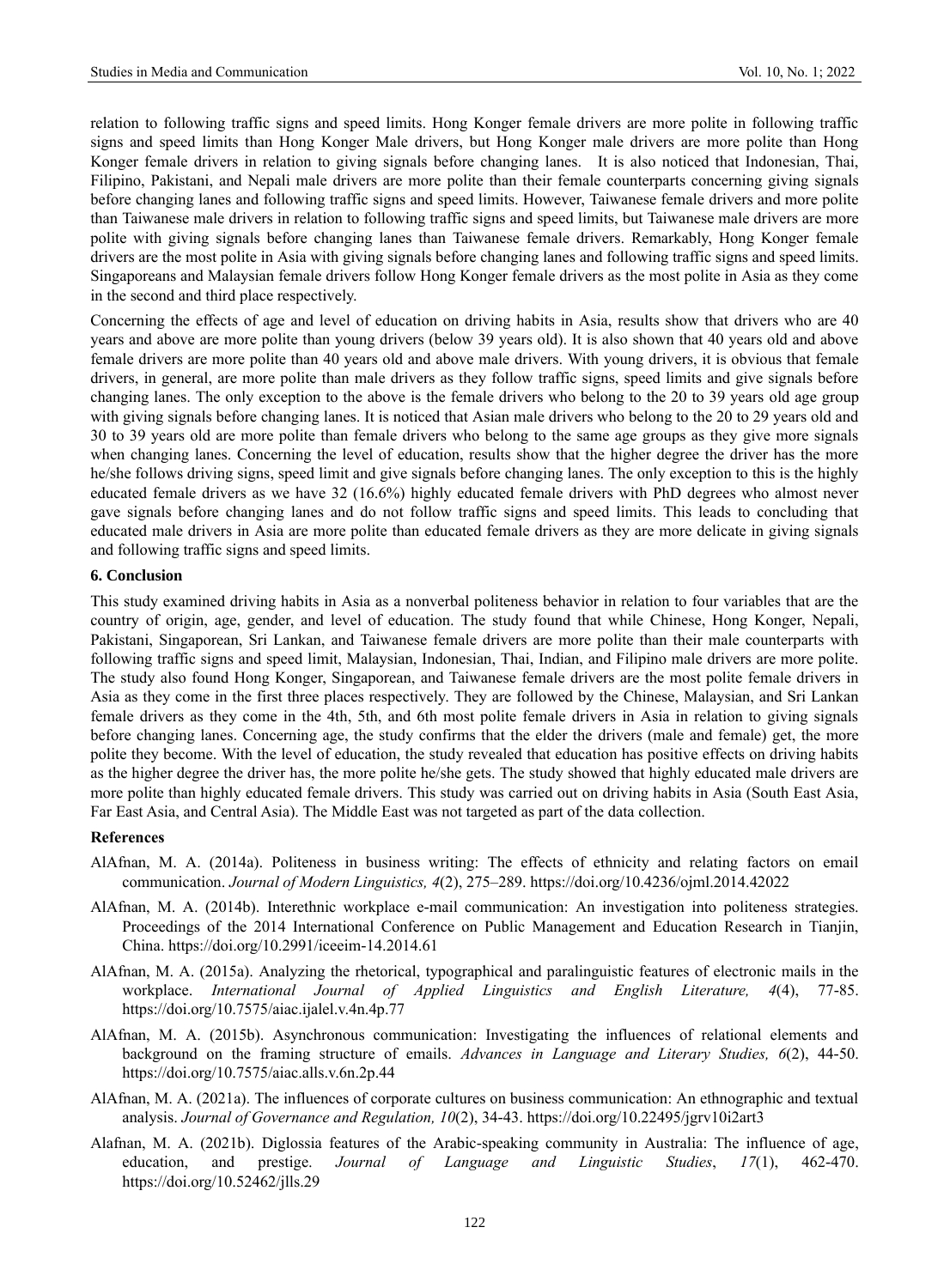relation to following traffic signs and speed limits. Hong Konger female drivers are more polite in following traffic signs and speed limits than Hong Konger Male drivers, but Hong Konger male drivers are more polite than Hong Konger female drivers in relation to giving signals before changing lanes. It is also noticed that Indonesian, Thai, Filipino, Pakistani, and Nepali male drivers are more polite than their female counterparts concerning giving signals before changing lanes and following traffic signs and speed limits. However, Taiwanese female drivers and more polite than Taiwanese male drivers in relation to following traffic signs and speed limits, but Taiwanese male drivers are more polite with giving signals before changing lanes than Taiwanese female drivers. Remarkably, Hong Konger female drivers are the most polite in Asia with giving signals before changing lanes and following traffic signs and speed limits. Singaporeans and Malaysian female drivers follow Hong Konger female drivers as the most polite in Asia as they come in the second and third place respectively.

Concerning the effects of age and level of education on driving habits in Asia, results show that drivers who are 40 years and above are more polite than young drivers (below 39 years old). It is also shown that 40 years old and above female drivers are more polite than 40 years old and above male drivers. With young drivers, it is obvious that female drivers, in general, are more polite than male drivers as they follow traffic signs, speed limits and give signals before changing lanes. The only exception to the above is the female drivers who belong to the 20 to 39 years old age group with giving signals before changing lanes. It is noticed that Asian male drivers who belong to the 20 to 29 years old and 30 to 39 years old are more polite than female drivers who belong to the same age groups as they give more signals when changing lanes. Concerning the level of education, results show that the higher degree the driver has the more he/she follows driving signs, speed limit and give signals before changing lanes. The only exception to this is the highly educated female drivers as we have 32 (16.6%) highly educated female drivers with PhD degrees who almost never gave signals before changing lanes and do not follow traffic signs and speed limits. This leads to concluding that educated male drivers in Asia are more polite than educated female drivers as they are more delicate in giving signals and following traffic signs and speed limits.

### 6. Conclusion

This study examined driving habits in Asia as a nonverbal politeness behavior in relation to four variables that are the country of origin, age, gender, and level of education. The study found that while Chinese, Hong Konger, Nepali, Pakistani, Singaporean, Sri Lankan, and Taiwanese female drivers are more polite than their male counterparts with following traffic signs and speed limit, Malaysian, Indonesian, Thai, Indian, and Filipino male drivers are more polite. The study also found Hong Konger, Singaporean, and Taiwanese female drivers are the most polite female drivers in Asia as they come in the first three places respectively. They are followed by the Chinese, Malaysian, and Sri Lankan female drivers as they come in the 4th, 5th, and 6th most polite female drivers in Asia in relation to giving signals before changing lanes. Concerning age, the study confirms that the elder the drivers (male and female) get, the more polite they become. With the level of education, the study revealed that education has positive effects on driving habits as the higher degree the driver has, the more polite he/she gets. The study showed that highly educated male drivers are more polite than highly educated female drivers. This study was carried out on driving habits in Asia (South East Asia, Far East Asia, and Central Asia). The Middle East was not targeted as part of the data collection.

### References

AlAfnan, M. A. (2014a). Politeness in business writing: The effects of ethnicity and relating factors on email communication. *Journal of Modern Linguistics, 4*(2), 275–289. https://doi.org/10.4236/ojml.2014.42022

AlAfnan, M. A. (2014b). Interethnic workplace e-mail communication: An investigation into politeness strategies. Proceedings of the 2014 International Conference on Public Management and Education Research in Tianjin, China. https://doi.org/10.2991/iceeim-14.2014.61

AlAfnan, M. A. (2015a). Analyzing the rhetorical, typographical and paralinguistic features of electronic mails in the workplace. *International Journal of Applied Linguistics and English Literature, 4*(4), 77-85. https://doi.org/10.7575/aiac.ijalel.v.4n.4p.77

AlAfnan, M. A. (2015b). Asynchronous communication: Investigating the influences of relational elements and background on the framing structure of emails. *Advances in Language and Literary Studies, 6*(2), 44-50. https://doi.org/10.7575/aiac.alls.v.6n.2p.44

AlAfnan, M. A. (2021a). The influences of corporate cultures on business communication: An ethnographic and textual analysis. *Journal of Governance and Regulation, 10*(2), 34-43. https://doi.org/10.22495/jgrv10i2art3

Alafnan, M. A. (2021b). Diglossia features of the Arabic-speaking community in Australia: The influence of age, education, and prestige. *Journal of Language and Linguistic Studies*, *17*(1), 462-470. https://doi.org/10.52462/jlls.29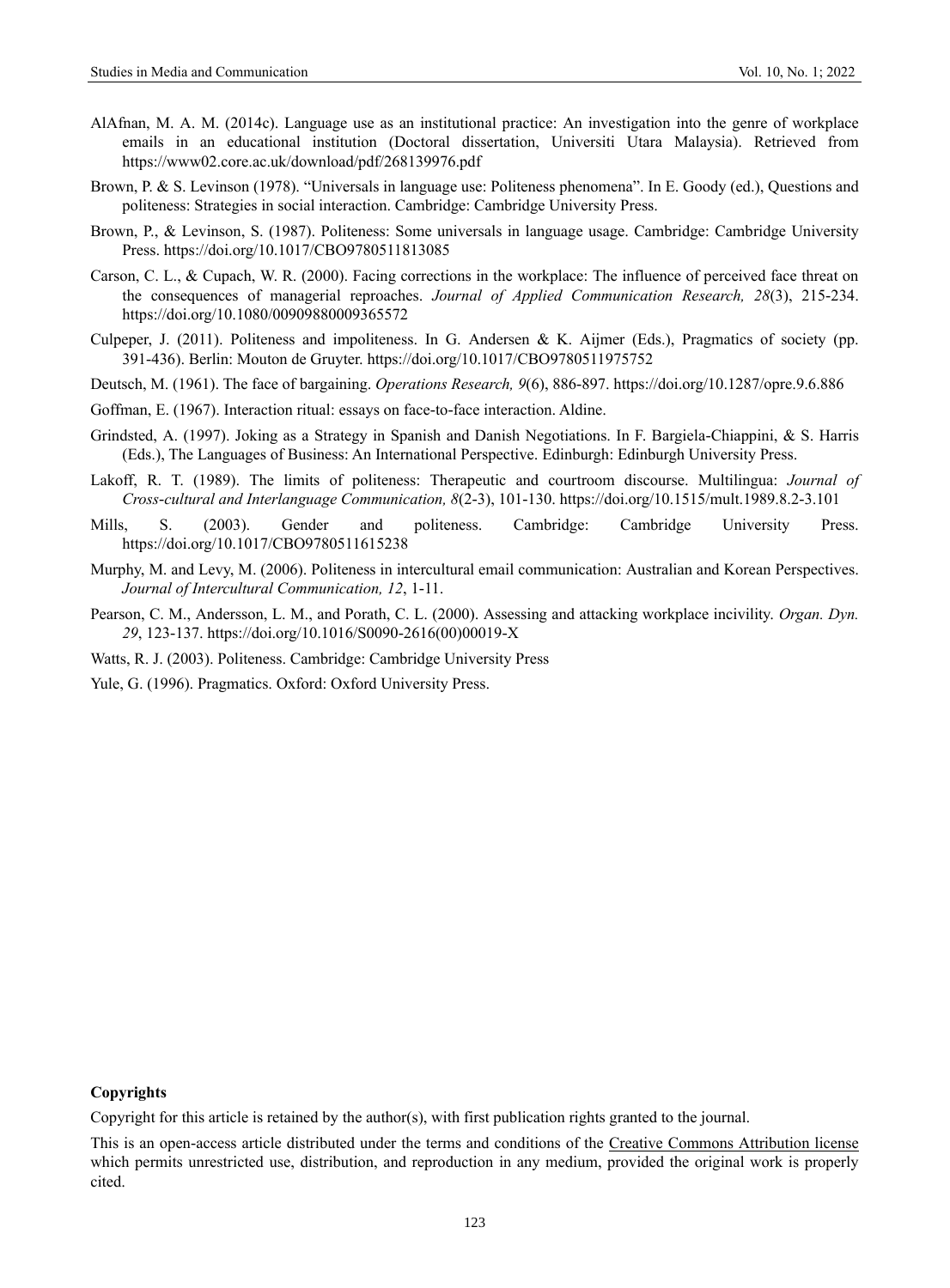AlAfnan, M. A. M. (2014c). Language use as an institutional practice: An investigation into the genre of workplace emails in an educational institution (Doctoral dissertation, Universiti Utara Malaysia). Retrieved from https://www02.core.ac.uk/download/pdf/268139976.pdf

Brown, P. & S. Levinson (1978). "Universals in language use: Politeness phenomena". In E. Goody (ed.), Questions and politeness: Strategies in social interaction. Cambridge: Cambridge University Press.

Brown, P., & Levinson, S. (1987). Politeness: Some universals in language usage. Cambridge: Cambridge University Press. https://doi.org/10.1017/CBO9780511813085

Carson, C. L., & Cupach, W. R. (2000). Facing corrections in the workplace: The influence of perceived face threat on the consequences of managerial reproaches. *Journal of Applied Communication Research, 28*(3), 215-234. https://doi.org/10.1080/00909880009365572

Culpeper, J. (2011). Politeness and impoliteness. In G. Andersen & K. Aijmer (Eds.), Pragmatics of society (pp. 391-436). Berlin: Mouton de Gruyter. https://doi.org/10.1017/CBO9780511975752

Deutsch, M. (1961). The face of bargaining. *Operations Research, 9*(6), 886-897. https://doi.org/10.1287/opre.9.6.886

Goffman, E. (1967). Interaction ritual: essays on face-to-face interaction. Aldine.

Grindsted, A. (1997). Joking as a Strategy in Spanish and Danish Negotiations. In F. Bargiela-Chiappini, & S. Harris (Eds.), The Languages of Business: An International Perspective. Edinburgh: Edinburgh University Press.

Lakoff, R. T. (1989). The limits of politeness: Therapeutic and courtroom discourse. Multilingua: *Journal of Cross-cultural and Interlanguage Communication, 8*(2-3), 101-130. https://doi.org/10.1515/mult.1989.8.2-3.101

Mills, S. (2003). Gender and politeness. Cambridge: Cambridge University Press. https://doi.org/10.1017/CBO9780511615238

Murphy, M. and Levy, M. (2006). Politeness in intercultural email communication: Australian and Korean Perspectives. *Journal of Intercultural Communication, 12*, 1-11.

Pearson, C. M., Andersson, L. M., and Porath, C. L. (2000). Assessing and attacking workplace incivility. *Organ. Dyn. 29*, 123-137. https://doi.org/10.1016/S0090-2616(00)00019-X

Watts, R. J. (2003). Politeness. Cambridge: Cambridge University Press

Yule, G. (1996). Pragmatics. Oxford: Oxford University Press.

**Copyrights**

Copyright for this article is retained by the author(s), with first publication rights granted to the journal.

This is an open-access article distributed under the terms and conditions of the Creative Commons Attribution license which permits unrestricted use, distribution, and reproduction in any medium, provided the original work is properly cited.